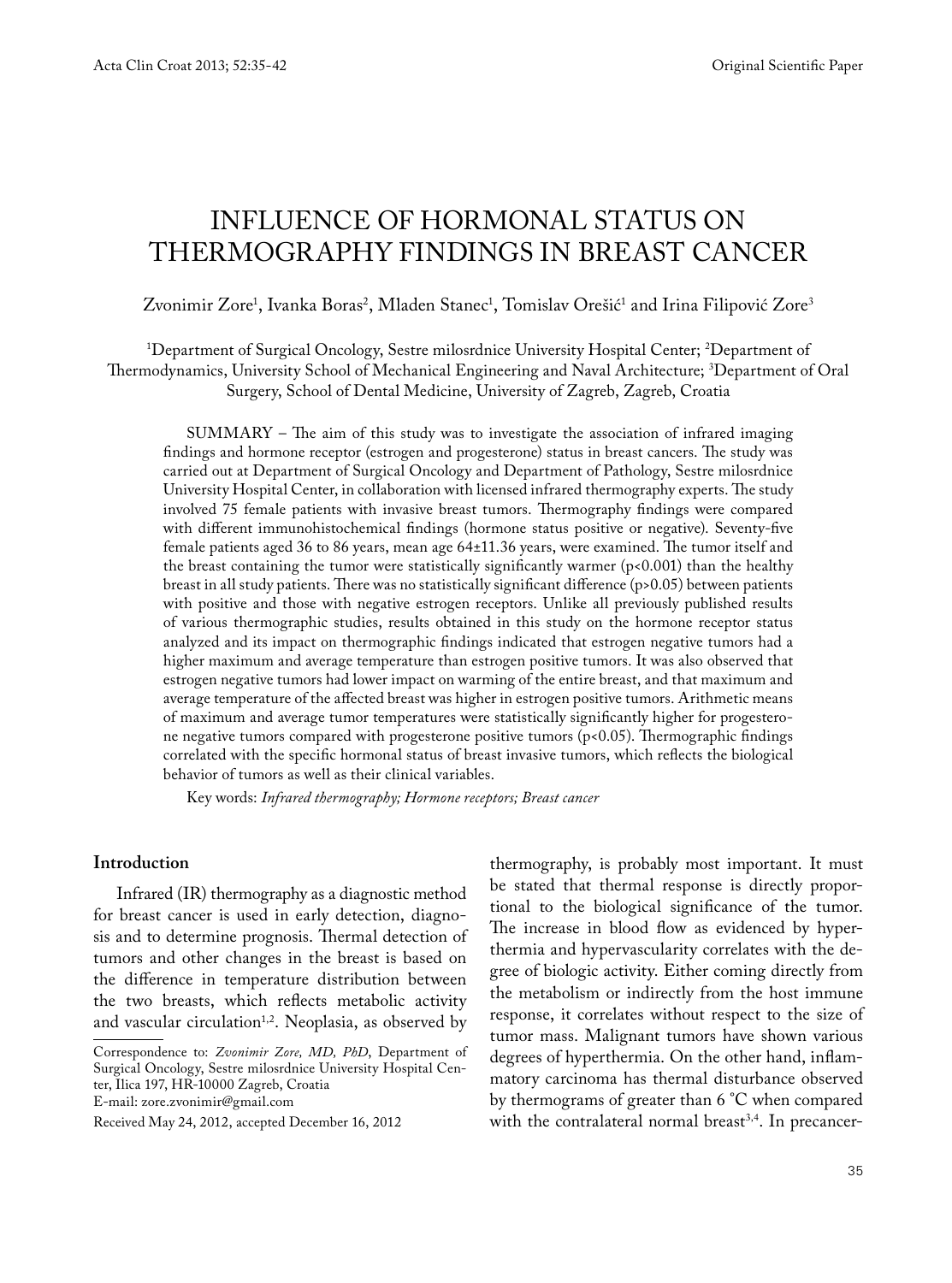Original Scientific Paper

# INFLUENCE OF HORMONAL STATUS ON THERMOGRAPHY FINDINGS IN BREAST CANCER

Zvonimir Zore[1], Ivanka Boras[2], Mladen Stanec[1], Tomislav Orešić[1] and Irina Filipović Zore[3]

[1]Department of Surgical Oncology, Sestre milosrdnice University Hospital Center; [2]Department of Thermodynamics, University School of Mechanical Engineering and Naval Architecture; [3]Department of Oral Surgery, School of Dental Medicine, University of Zagreb, Zagreb, Croatia

SUMMARY – The aim of this study was to investigate the association of infrared imaging findings and hormone receptor (estrogen and progesterone) status in breast cancers. The study was carried out at Department of Surgical Oncology and Department of Pathology, Sestre milosrdnice University Hospital Center, in collaboration with licensed infrared thermography experts. The study involved 75 female patients with invasive breast tumors. Thermography findings were compared with different immunohistochemical findings (hormone status positive or negative). Seventy-five female patients aged 36 to 86 years, mean age 64±11.36 years, were examined. The tumor itself and the breast containing the tumor were statistically significantly warmer ($p<0.001$) than the healthy breast in all study patients. There was no statistically significant difference ($p>0.05$) between patients with positive and those with negative estrogen receptors. Unlike all previously published results of various thermographic studies, results obtained in this study on the hormone receptor status analyzed and its impact on thermographic findings indicated that estrogen negative tumors had a higher maximum and average temperature than estrogen positive tumors. It was also observed that estrogen negative tumors had lower impact on warming of the entire breast, and that maximum and average temperature of the affected breast was higher in estrogen positive tumors. Arithmetic means of maximum and average tumor temperatures were statistically significantly higher for progesterone negative tumors compared with progesterone positive tumors ($p<0.05$). Thermographic findings correlated with the specific hormonal status of breast invasive tumors, which reflects the biological behavior of tumors as well as their clinical variables.

Key words: *Infrared thermography; Hormone receptors; Breast cancer*

## Introduction

Infrared (IR) thermography as a diagnostic method for breast cancer is used in early detection, diagnosis and to determine prognosis. Thermal detection of tumors and other changes in the breast is based on the difference in temperature distribution between the two breasts, which reflects metabolic activity and vascular circulation[1,2]. Neoplasia, as observed by thermography, is probably most important. It must be stated that thermal response is directly proportional to the biological significance of the tumor. The increase in blood flow as evidenced by hyperthermia and hypervascularity correlates with the degree of biologic activity. Either coming directly from the metabolism or indirectly from the host immune response, it correlates without respect to the size of tumor mass. Malignant tumors have shown various degrees of hyperthermia. On the other hand, inflammatory carcinoma has thermal disturbance observed by thermograms of greater than 6 °C when compared with the contralateral normal breast[3,4]. In precancer-

Correspondence to: *Zvonimir Zore, MD, PhD*, Department of Surgical Oncology, Sestre milosrdnice University Hospital Center, Ilica 197, HR-10000 Zagreb, Croatia
E-mail: zore.zvonimir@gmail.com

Received May 24, 2012, accepted December 16, 2012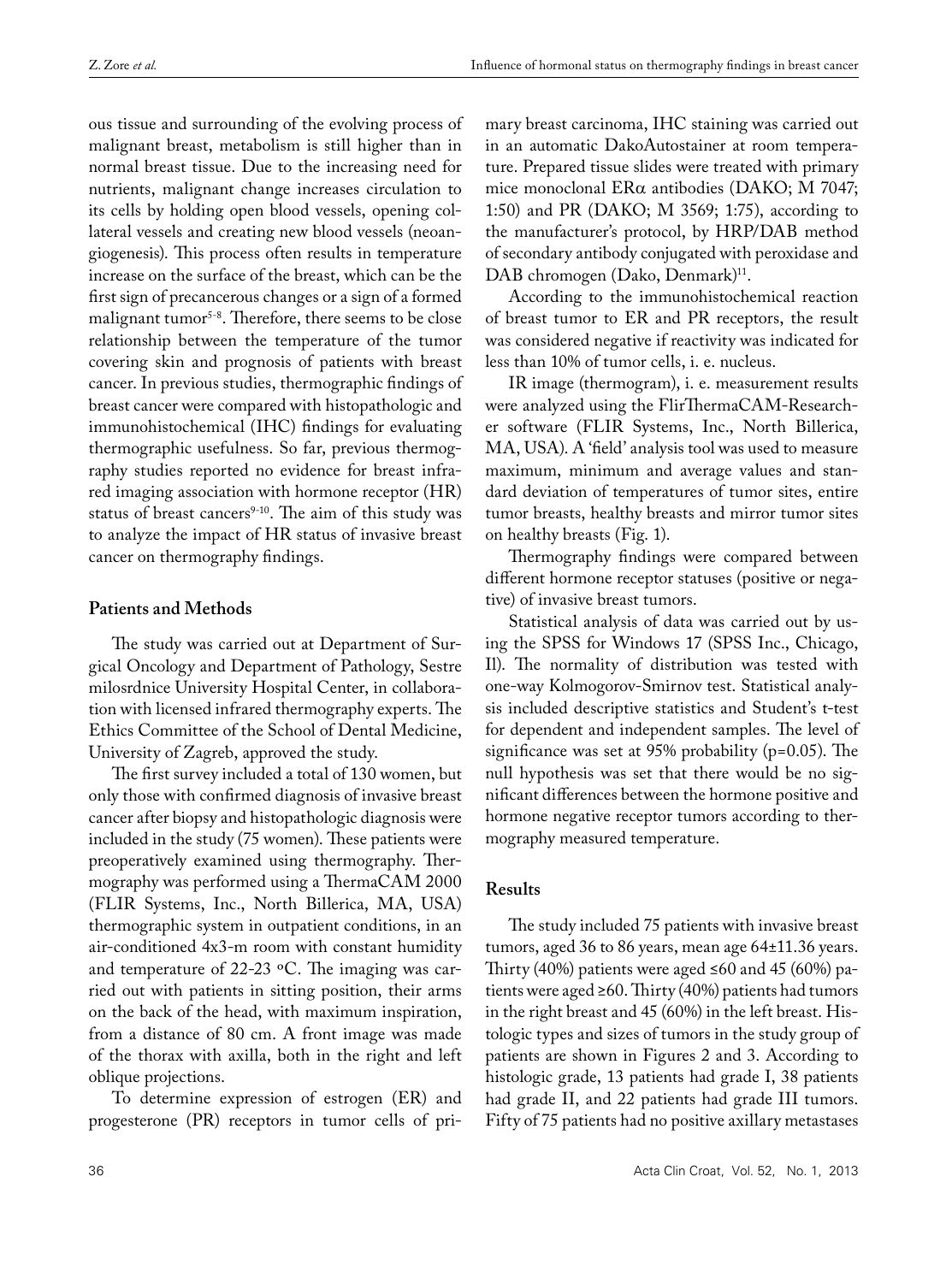ous tissue and surrounding of the evolving process of malignant breast, metabolism is still higher than in normal breast tissue. Due to the increasing need for nutrients, malignant change increases circulation to its cells by holding open blood vessels, opening collateral vessels and creating new blood vessels (neoangiogenesis). This process often results in temperature increase on the surface of the breast, which can be the first sign of precancerous changes or a sign of a formed malignant tumor[5-8]. Therefore, there seems to be close relationship between the temperature of the tumor covering skin and prognosis of patients with breast cancer. In previous studies, thermographic findings of breast cancer were compared with histopathologic and immunohistochemical (IHC) findings for evaluating thermographic usefulness. So far, previous thermography studies reported no evidence for breast infrared imaging association with hormone receptor (HR) status of breast cancers[9-10]. The aim of this study was to analyze the impact of HR status of invasive breast cancer on thermography findings.

## Patients and Methods

The study was carried out at Department of Surgical Oncology and Department of Pathology, Sestre milosrdnice University Hospital Center, in collaboration with licensed infrared thermography experts. The Ethics Committee of the School of Dental Medicine, University of Zagreb, approved the study.

The first survey included a total of 130 women, but only those with confirmed diagnosis of invasive breast cancer after biopsy and histopathologic diagnosis were included in the study (75 women). These patients were preoperatively examined using thermography. Thermography was performed using a ThermaCAM 2000 (FLIR Systems, Inc., North Billerica, MA, USA) thermographic system in outpatient conditions, in an air-conditioned 4x3-m room with constant humidity and temperature of 22-23 °C. The imaging was carried out with patients in sitting position, their arms on the back of the head, with maximum inspiration, from a distance of 80 cm. A front image was made of the thorax with axilla, both in the right and left oblique projections.

To determine expression of estrogen (ER) and progesterone (PR) receptors in tumor cells of primary breast carcinoma, IHC staining was carried out in an automatic DakoAutostainer at room temperature. Prepared tissue slides were treated with primary mice monoclonal ERα antibodies (DAKO; M 7047; 1:50) and PR (DAKO; M 3569; 1:75), according to the manufacturer's protocol, by HRP/DAB method of secondary antibody conjugated with peroxidase and DAB chromogen (Dako, Denmark)[11].

According to the immunohistochemical reaction of breast tumor to ER and PR receptors, the result was considered negative if reactivity was indicated for less than 10% of tumor cells, i. e. nucleus.

IR image (thermogram), i. e. measurement results were analyzed using the FlirThermaCAM-Researcher software (FLIR Systems, Inc., North Billerica, MA, USA). A 'field' analysis tool was used to measure maximum, minimum and average values and standard deviation of temperatures of tumor sites, entire tumor breasts, healthy breasts and mirror tumor sites on healthy breasts (Fig. 1).

Thermography findings were compared between different hormone receptor statuses (positive or negative) of invasive breast tumors.

Statistical analysis of data was carried out by using the SPSS for Windows 17 (SPSS Inc., Chicago, Il). The normality of distribution was tested with one-way Kolmogorov-Smirnov test. Statistical analysis included descriptive statistics and Student's t-test for dependent and independent samples. The level of significance was set at 95% probability ($p=0.05$). The null hypothesis was set that there would be no significant differences between the hormone positive and hormone negative receptor tumors according to thermography measured temperature.

## Results

The study included 75 patients with invasive breast tumors, aged 36 to 86 years, mean age 64±11.36 years. Thirty (40%) patients were aged ≤60 and 45 (60%) patients were aged ≥60. Thirty (40%) patients had tumors in the right breast and 45 (60%) in the left breast. Histologic types and sizes of tumors in the study group of patients are shown in Figures 2 and 3. According to histologic grade, 13 patients had grade I, 38 patients had grade II, and 22 patients had grade III tumors. Fifty of 75 patients had no positive axillary metastases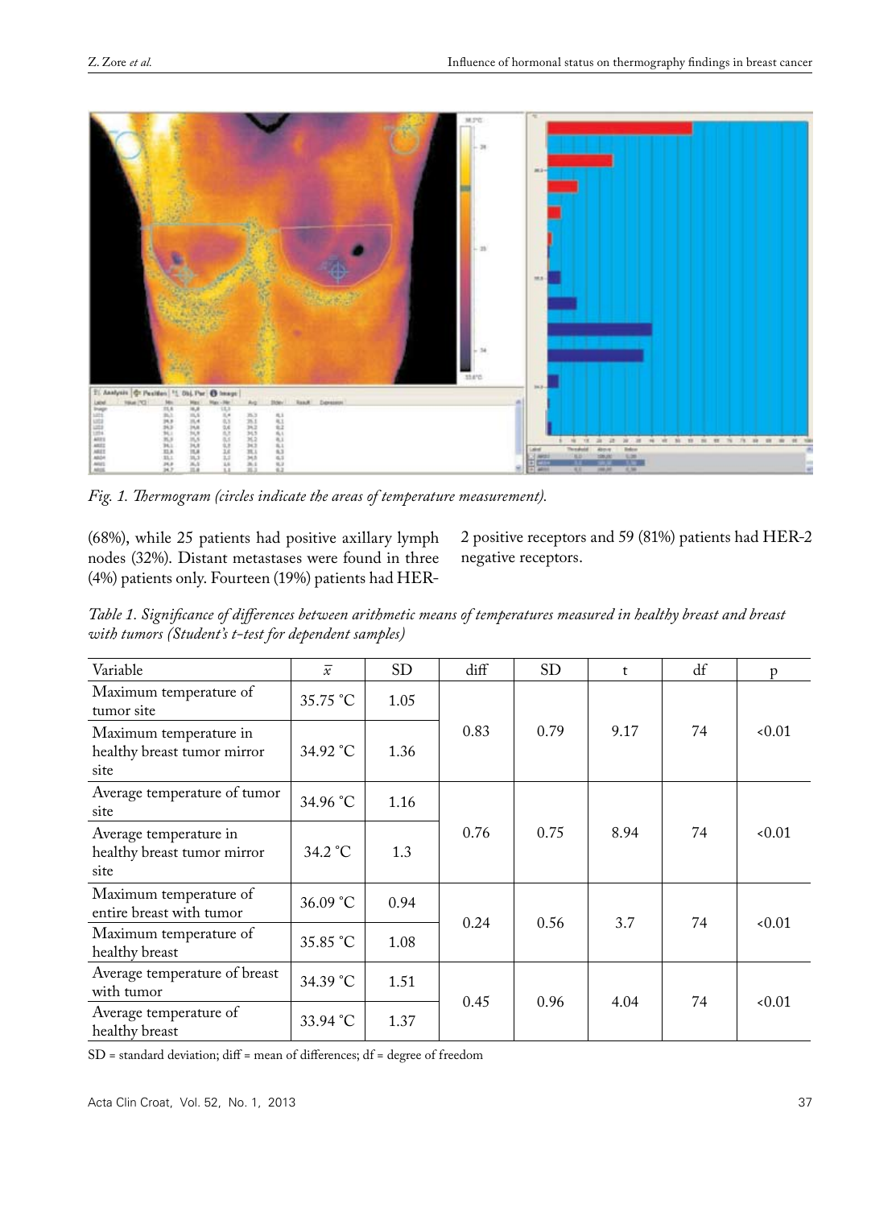*Fig. 1. Thermogram (circles indicate the areas of temperature measurement).*

(68%), while 25 patients had positive axillary lymph nodes (32%). Distant metastases were found in three (4%) patients only. Fourteen (19%) patients had HER-2 positive receptors and 59 (81%) patients had HER-2 negative receptors.

*Table 1. Significance of differences between arithmetic means of temperatures measured in healthy breast and breast with tumors (Student's t-test for dependent samples)*

| Variable | $\bar{x}$ | SD | diff | SD | t | df | p |
|---|---|---|---|---|---|---|---|
| Maximum temperature of tumor site | 35.75 °C | 1.05 | 0.83 | 0.79 | 9.17 | 74 | <0.01 |
| Maximum temperature in healthy breast tumor mirror site | 34.92 °C | 1.36 | | | | | |
| Average temperature of tumor site | 34.96 °C | 1.16 | 0.76 | 0.75 | 8.94 | 74 | <0.01 |
| Average temperature in healthy breast tumor mirror site | 34.2 °C | 1.3 | | | | | |
| Maximum temperature of entire breast with tumor | 36.09 °C | 0.94 | 0.24 | 0.56 | 3.7 | 74 | <0.01 |
| Maximum temperature of healthy breast | 35.85 °C | 1.08 | | | | | |
| Average temperature of breast with tumor | 34.39 °C | 1.51 | 0.45 | 0.96 | 4.04 | 74 | <0.01 |
| Average temperature of healthy breast | 33.94 °C | 1.37 | | | | | |

SD = standard deviation; diff = mean of differences; df = degree of freedom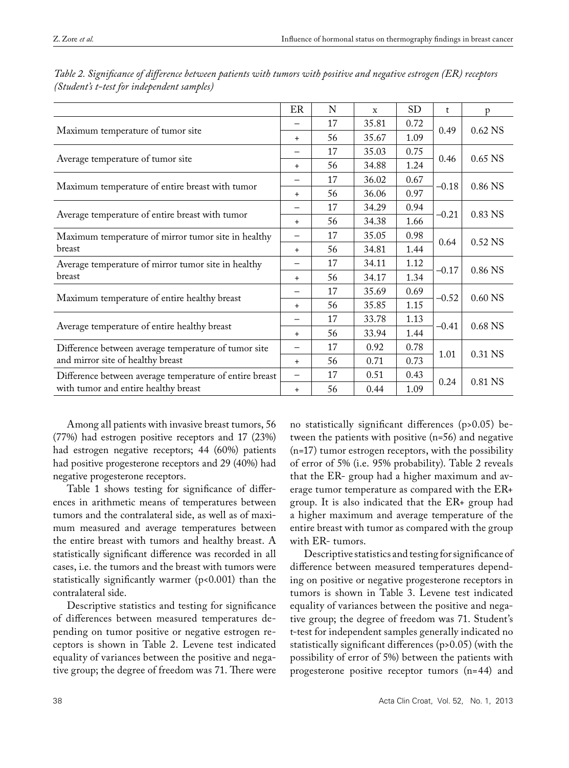*Table 2. Significance of difference between patients with tumors with positive and negative estrogen (ER) receptors (Student's t-test for independent samples)*

| | ER | N | x | SD | t | p |
|---|---|---|---|---|---|---|
| Maximum temperature of tumor site | – | 17 | 35.81 | 0.72 | 0.49 | 0.62 NS |
| | + | 56 | 35.67 | 1.09 | | |
| Average temperature of tumor site | – | 17 | 35.03 | 0.75 | 0.46 | 0.65 NS |
| | + | 56 | 34.88 | 1.24 | | |
| Maximum temperature of entire breast with tumor | – | 17 | 36.02 | 0.67 | –0.18 | 0.86 NS |
| | + | 56 | 36.06 | 0.97 | | |
| Average temperature of entire breast with tumor | – | 17 | 34.29 | 0.94 | –0.21 | 0.83 NS |
| | + | 56 | 34.38 | 1.66 | | |
| Maximum temperature of mirror tumor site in healthy breast | – | 17 | 35.05 | 0.98 | 0.64 | 0.52 NS |
| | + | 56 | 34.81 | 1.44 | | |
| Average temperature of mirror tumor site in healthy breast | – | 17 | 34.11 | 1.12 | –0.17 | 0.86 NS |
| | + | 56 | 34.17 | 1.34 | | |
| Maximum temperature of entire healthy breast | – | 17 | 35.69 | 0.69 | –0.52 | 0.60 NS |
| | + | 56 | 35.85 | 1.15 | | |
| Average temperature of entire healthy breast | – | 17 | 33.78 | 1.13 | –0.41 | 0.68 NS |
| | + | 56 | 33.94 | 1.44 | | |
| Difference between average temperature of tumor site and mirror site of healthy breast | – | 17 | 0.92 | 0.78 | 1.01 | 0.31 NS |
| | + | 56 | 0.71 | 0.73 | | |
| Difference between average temperature of entire breast with tumor and entire healthy breast | – | 17 | 0.51 | 0.43 | 0.24 | 0.81 NS |
| | + | 56 | 0.44 | 1.09 | | |

Among all patients with invasive breast tumors, 56 (77%) had estrogen positive receptors and 17 (23%) had estrogen negative receptors; 44 (60%) patients had positive progesterone receptors and 29 (40%) had negative progesterone receptors.

Table 1 shows testing for significance of differences in arithmetic means of temperatures between tumors and the contralateral side, as well as of maximum measured and average temperatures between the entire breast with tumors and healthy breast. A statistically significant difference was recorded in all cases, i.e. the tumors and the breast with tumors were statistically significantly warmer ($p<0.001$) than the contralateral side.

Descriptive statistics and testing for significance of differences between measured temperatures depending on tumor positive or negative estrogen receptors is shown in Table 2. Levene test indicated equality of variances between the positive and negative group; the degree of freedom was 71. There were no statistically significant differences ($p>0.05$) between the patients with positive (n=56) and negative (n=17) tumor estrogen receptors, with the possibility of error of 5% (i.e. 95% probability). Table 2 reveals that the ER- group had a higher maximum and average tumor temperature as compared with the ER+ group. It is also indicated that the ER+ group had a higher maximum and average temperature of the entire breast with tumor as compared with the group with ER- tumors.

Descriptive statistics and testing for significance of difference between measured temperatures depending on positive or negative progesterone receptors in tumors is shown in Table 3. Levene test indicated equality of variances between the positive and negative group; the degree of freedom was 71. Student's t-test for independent samples generally indicated no statistically significant differences ($p>0.05$) (with the possibility of error of 5%) between the patients with progesterone positive receptor tumors (n=44) and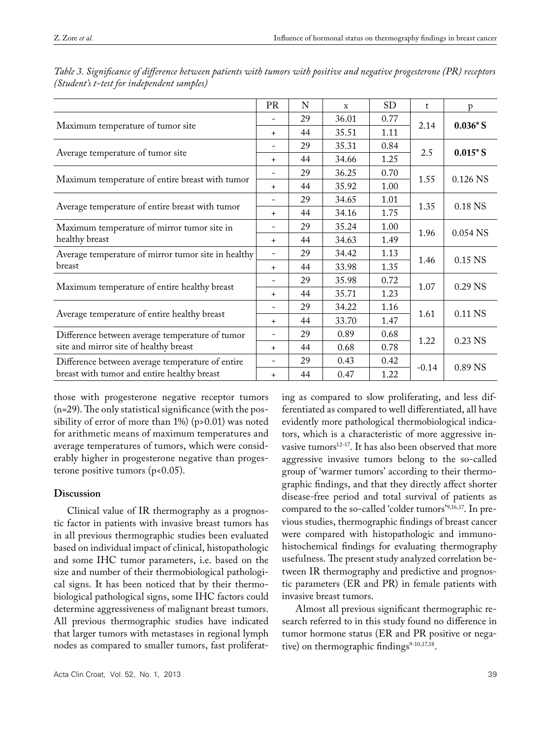*Table 3. Significance of difference between patients with tumors with positive and negative progesterone (PR) receptors (Student's t-test for independent samples)*

| | PR | N | x | SD | t | p |
|---|---|---|---|---|---|---|
| Maximum temperature of tumor site | - | 29 | 36.01 | 0.77 | 2.14 | **0.036* S** |
| | + | 44 | 35.51 | 1.11 | | |
| Average temperature of tumor site | - | 29 | 35.31 | 0.84 | 2.5 | **0.015* S** |
| | + | 44 | 34.66 | 1.25 | | |
| Maximum temperature of entire breast with tumor | - | 29 | 36.25 | 0.70 | 1.55 | 0.126 NS |
| | + | 44 | 35.92 | 1.00 | | |
| Average temperature of entire breast with tumor | - | 29 | 34.65 | 1.01 | 1.35 | 0.18 NS |
| | + | 44 | 34.16 | 1.75 | | |
| Maximum temperature of mirror tumor site in healthy breast | - | 29 | 35.24 | 1.00 | 1.96 | 0.054 NS |
| | + | 44 | 34.63 | 1.49 | | |
| Average temperature of mirror tumor site in healthy breast | - | 29 | 34.42 | 1.13 | 1.46 | 0.15 NS |
| | + | 44 | 33.98 | 1.35 | | |
| Maximum temperature of entire healthy breast | - | 29 | 35.98 | 0.72 | 1.07 | 0.29 NS |
| | + | 44 | 35.71 | 1.23 | | |
| Average temperature of entire healthy breast | - | 29 | 34.22 | 1.16 | 1.61 | 0.11 NS |
| | + | 44 | 33.70 | 1.47 | | |
| Difference between average temperature of tumor site and mirror site of healthy breast | - | 29 | 0.89 | 0.68 | 1.22 | 0.23 NS |
| | + | 44 | 0.68 | 0.78 | | |
| Difference between average temperature of entire breast with tumor and entire healthy breast | - | 29 | 0.43 | 0.42 | -0.14 | 0.89 NS |
| | + | 44 | 0.47 | 1.22 | | |

those with progesterone negative receptor tumors (n=29). The only statistical significance (with the possibility of error of more than 1%) ($p>0.01$) was noted for arithmetic means of maximum temperatures and average temperatures of tumors, which were considerably higher in progesterone negative than progesterone positive tumors ($p<0.05$).

## Discussion

Clinical value of IR thermography as a prognostic factor in patients with invasive breast tumors has in all previous thermographic studies been evaluated based on individual impact of clinical, histopathologic and some IHC tumor parameters, i.e. based on the size and number of their thermobiological pathological signs. It has been noticed that by their thermobiological pathological signs, some IHC factors could determine aggressiveness of malignant breast tumors. All previous thermographic studies have indicated that larger tumors with metastases in regional lymph nodes as compared to smaller tumors, fast proliferating as compared to slow proliferating, and less differentiated as compared to well differentiated, all have evidently more pathological thermobiological indicators, which is a characteristic of more aggressive invasive tumors[12-17]. It has also been observed that more aggressive invasive tumors belong to the so-called group of 'warmer tumors' according to their thermographic findings, and that they directly affect shorter disease-free period and total survival of patients as compared to the so-called 'colder tumors'[9,16,17]. In previous studies, thermographic findings of breast cancer were compared with histopathologic and immunohistochemical findings for evaluating thermography usefulness. The present study analyzed correlation between IR thermography and predictive and prognostic parameters (ER and PR) in female patients with invasive breast tumors.

Almost all previous significant thermographic research referred to in this study found no difference in tumor hormone status (ER and PR positive or negative) on thermographic findings[9-10,17,18].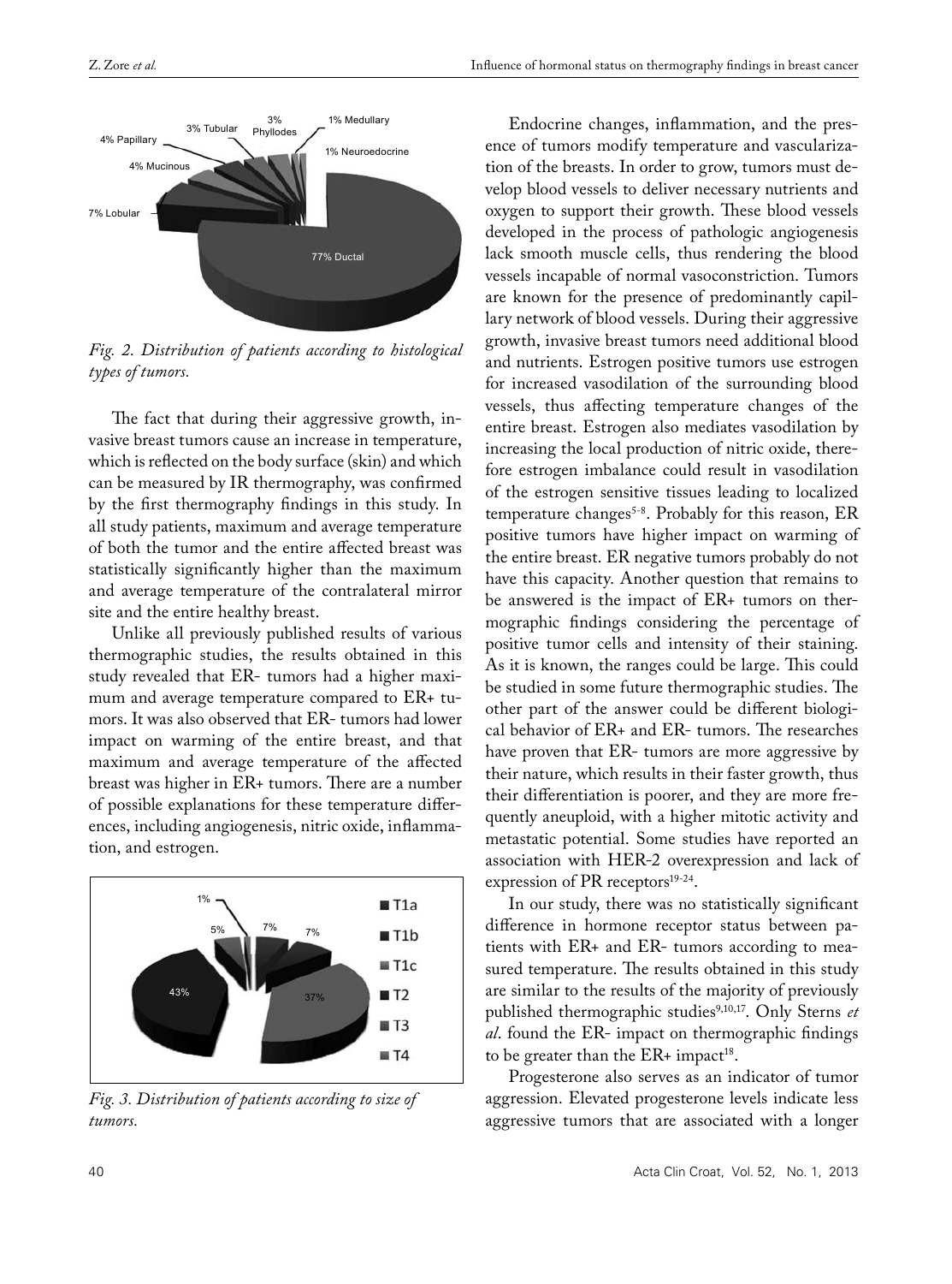*Fig. 2. Distribution of patients according to histological types of tumors.*

The fact that during their aggressive growth, invasive breast tumors cause an increase in temperature, which is reflected on the body surface (skin) and which can be measured by IR thermography, was confirmed by the first thermography findings in this study. In all study patients, maximum and average temperature of both the tumor and the entire affected breast was statistically significantly higher than the maximum and average temperature of the contralateral mirror site and the entire healthy breast.

Unlike all previously published results of various thermographic studies, the results obtained in this study revealed that ER- tumors had a higher maximum and average temperature compared to ER+ tumors. It was also observed that ER- tumors had lower impact on warming of the entire breast, and that maximum and average temperature of the affected breast was higher in ER+ tumors. There are a number of possible explanations for these temperature differences, including angiogenesis, nitric oxide, inflammation, and estrogen.

*Fig. 3. Distribution of patients according to size of tumors.*

Endocrine changes, inflammation, and the presence of tumors modify temperature and vascularization of the breasts. In order to grow, tumors must develop blood vessels to deliver necessary nutrients and oxygen to support their growth. These blood vessels developed in the process of pathologic angiogenesis lack smooth muscle cells, thus rendering the blood vessels incapable of normal vasoconstriction. Tumors are known for the presence of predominantly capillary network of blood vessels. During their aggressive growth, invasive breast tumors need additional blood and nutrients. Estrogen positive tumors use estrogen for increased vasodilation of the surrounding blood vessels, thus affecting temperature changes of the entire breast. Estrogen also mediates vasodilation by increasing the local production of nitric oxide, therefore estrogen imbalance could result in vasodilation of the estrogen sensitive tissues leading to localized temperature changes[5-8]. Probably for this reason, ER positive tumors have higher impact on warming of the entire breast. ER negative tumors probably do not have this capacity. Another question that remains to be answered is the impact of ER+ tumors on thermographic findings considering the percentage of positive tumor cells and intensity of their staining. As it is known, the ranges could be large. This could be studied in some future thermographic studies. The other part of the answer could be different biological behavior of ER+ and ER- tumors. The researches have proven that ER- tumors are more aggressive by their nature, which results in their faster growth, thus their differentiation is poorer, and they are more frequently aneuploid, with a higher mitotic activity and metastatic potential. Some studies have reported an association with HER-2 overexpression and lack of expression of PR receptors[19-24].

In our study, there was no statistically significant difference in hormone receptor status between patients with ER+ and ER- tumors according to measured temperature. The results obtained in this study are similar to the results of the majority of previously published thermographic studies[9,10,17]. Only Sterns *et al*. found the ER- impact on thermographic findings to be greater than the ER+ impact[18].

Progesterone also serves as an indicator of tumor aggression. Elevated progesterone levels indicate less aggressive tumors that are associated with a longer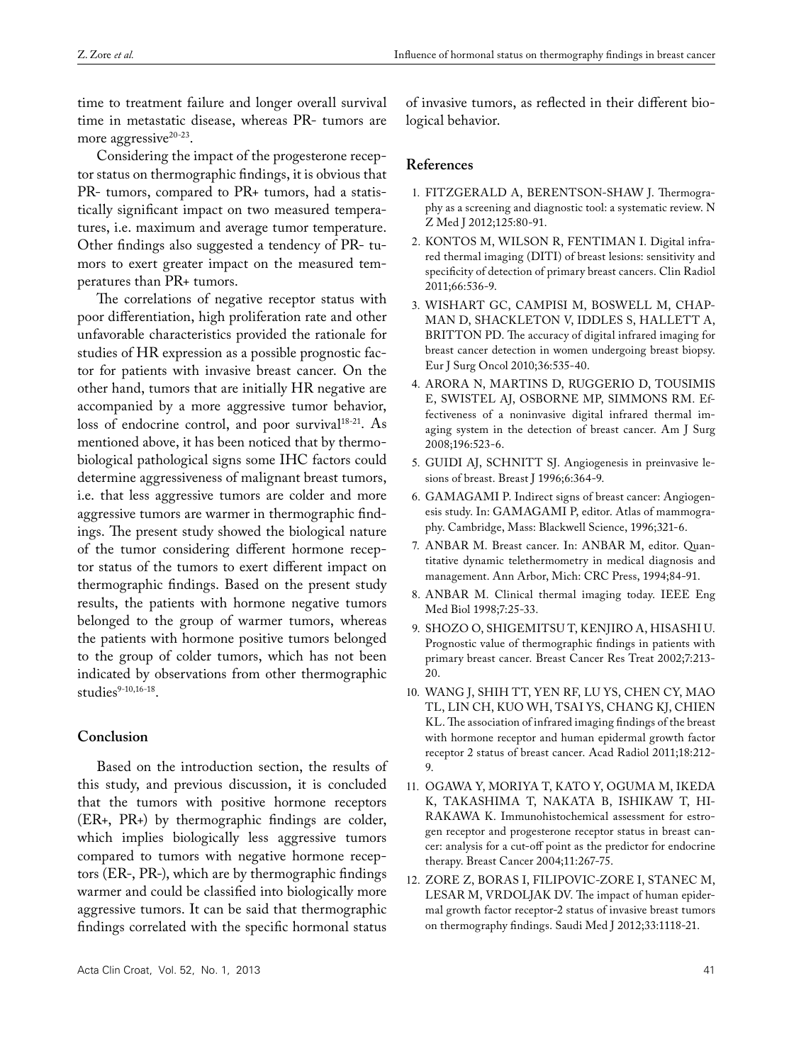time to treatment failure and longer overall survival time in metastatic disease, whereas PR- tumors are more aggressive[20-23].

Considering the impact of the progesterone receptor status on thermographic findings, it is obvious that PR- tumors, compared to PR+ tumors, had a statistically significant impact on two measured temperatures, i.e. maximum and average tumor temperature. Other findings also suggested a tendency of PR- tumors to exert greater impact on the measured temperatures than PR+ tumors.

The correlations of negative receptor status with poor differentiation, high proliferation rate and other unfavorable characteristics provided the rationale for studies of HR expression as a possible prognostic factor for patients with invasive breast cancer. On the other hand, tumors that are initially HR negative are accompanied by a more aggressive tumor behavior, loss of endocrine control, and poor survival[18-21]. As mentioned above, it has been noticed that by thermobiological pathological signs some IHC factors could determine aggressiveness of malignant breast tumors, i.e. that less aggressive tumors are colder and more aggressive tumors are warmer in thermographic findings. The present study showed the biological nature of the tumor considering different hormone receptor status of the tumors to exert different impact on thermographic findings. Based on the present study results, the patients with hormone negative tumors belonged to the group of warmer tumors, whereas the patients with hormone positive tumors belonged to the group of colder tumors, which has not been indicated by observations from other thermographic studies[9-10,16-18].

## Conclusion

Based on the introduction section, the results of this study, and previous discussion, it is concluded that the tumors with positive hormone receptors (ER+, PR+) by thermographic findings are colder, which implies biologically less aggressive tumors compared to tumors with negative hormone receptors (ER-, PR-), which are by thermographic findings warmer and could be classified into biologically more aggressive tumors. It can be said that thermographic findings correlated with the specific hormonal status of invasive tumors, as reflected in their different biological behavior.

## References

1. FITZGERALD A, BERENTSON-SHAW J. Thermography as a screening and diagnostic tool: a systematic review. N Z Med J 2012;125:80-91.
2. KONTOS M, WILSON R, FENTIMAN I. Digital infrared thermal imaging (DITI) of breast lesions: sensitivity and specificity of detection of primary breast cancers. Clin Radiol 2011;66:536-9.
3. WISHART GC, CAMPISI M, BOSWELL M, CHAPMAN D, SHACKLETON V, IDDLES S, HALLETT A, BRITTON PD. The accuracy of digital infrared imaging for breast cancer detection in women undergoing breast biopsy. Eur J Surg Oncol 2010;36:535-40.
4. ARORA N, MARTINS D, RUGGERIO D, TOUSIMIS E, SWISTEL AJ, OSBORNE MP, SIMMONS RM. Effectiveness of a noninvasive digital infrared thermal imaging system in the detection of breast cancer. Am J Surg 2008;196:523-6.
5. GUIDI AJ, SCHNITT SJ. Angiogenesis in preinvasive lesions of breast. Breast J 1996;6:364-9.
6. GAMAGAMI P. Indirect signs of breast cancer: Angiogenesis study. In: GAMAGAMI P, editor. Atlas of mammography. Cambridge, Mass: Blackwell Science, 1996;321-6.
7. ANBAR M. Breast cancer. In: ANBAR M, editor. Quantitative dynamic telethermometry in medical diagnosis and management. Ann Arbor, Mich: CRC Press, 1994;84-91.
8. ANBAR M. Clinical thermal imaging today. IEEE Eng Med Biol 1998;7:25-33.
9. SHOZO O, SHIGEMITSU T, KENJIRO A, HISASHI U. Prognostic value of thermographic findings in patients with primary breast cancer. Breast Cancer Res Treat 2002;7:213-20.
10. WANG J, SHIH TT, YEN RF, LU YS, CHEN CY, MAO TL, LIN CH, KUO WH, TSAI YS, CHANG KJ, CHIEN KL. The association of infrared imaging findings of the breast with hormone receptor and human epidermal growth factor receptor 2 status of breast cancer. Acad Radiol 2011;18:212-9.
11. OGAWA Y, MORIYA T, KATO Y, OGUMA M, IKEDA K, TAKASHIMA T, NAKATA B, ISHIKAW T, HIRAKAWA K. Immunohistochemical assessment for estrogen receptor and progesterone receptor status in breast cancer: analysis for a cut-off point as the predictor for endocrine therapy. Breast Cancer 2004;11:267-75.
12. ZORE Z, BORAS I, FILIPOVIC-ZORE I, STANEC M, LESAR M, VRDOLJAK DV. The impact of human epidermal growth factor receptor-2 status of invasive breast tumors on thermography findings. Saudi Med J 2012;33:1118-21.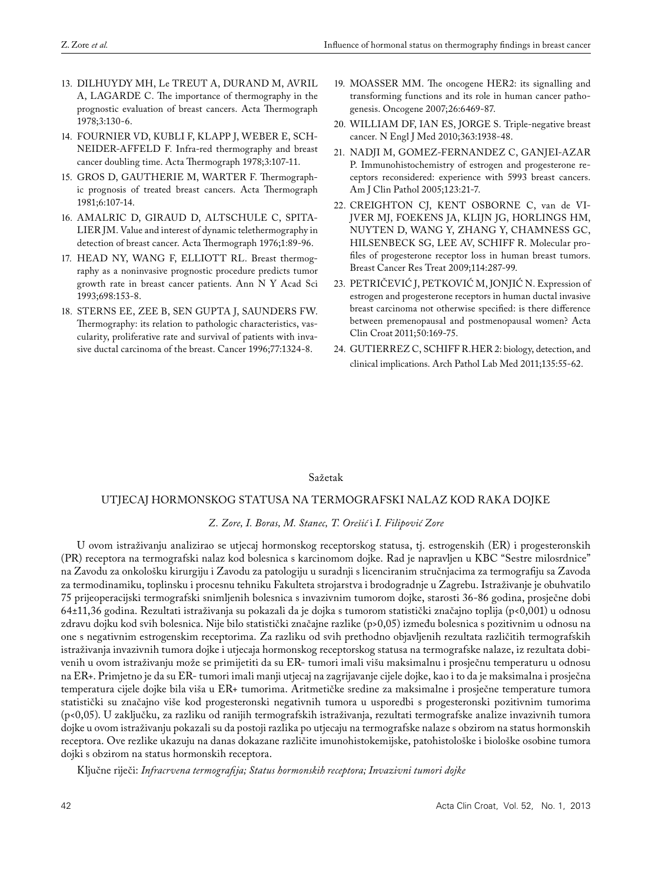13. DILHUYDY MH, Le TREUT A, DURAND M, AVRIL A, LAGARDE C. The importance of thermography in the prognostic evaluation of breast cancers. Acta Thermograph 1978;3:130-6.
14. FOURNIER VD, KUBLI F, KLAPP J, WEBER E, SCHNEIDER-AFFELD F. Infra-red thermography and breast cancer doubling time. Acta Thermograph 1978;3:107-11.
15. GROS D, GAUTHERIE M, WARTER F. Thermographic prognosis of treated breast cancers. Acta Thermograph 1981;6:107-14.
16. AMALRIC D, GIRAUD D, ALTSCHULE C, SPITALIER JM. Value and interest of dynamic telethermography in detection of breast cancer. Acta Thermograph 1976;1:89-96.
17. HEAD NY, WANG F, ELLIOTT RL. Breast thermography as a noninvasive prognostic procedure predicts tumor growth rate in breast cancer patients. Ann N Y Acad Sci 1993;698:153-8.
18. STERNS EE, ZEE B, SEN GUPTA J, SAUNDERS FW. Thermography: its relation to pathologic characteristics, vascularity, proliferative rate and survival of patients with invasive ductal carcinoma of the breast. Cancer 1996;77:1324-8.
19. MOASSER MM. The oncogene HER2: its signalling and transforming functions and its role in human cancer pathogenesis. Oncogene 2007;26:6469-87.
20. WILLIAM DF, IAN ES, JORGE S. Triple-negative breast cancer. N Engl J Med 2010;363:1938-48.
21. NADJI M, GOMEZ-FERNANDEZ C, GANJEI-AZAR P. Immunohistochemistry of estrogen and progesterone receptors reconsidered: experience with 5993 breast cancers. Am J Clin Pathol 2005;123:21-7.
22. CREIGHTON CJ, KENT OSBORNE C, van de VIJVER MJ, FOEKENS JA, KLIJN JG, HORLINGS HM, NUYTEN D, WANG Y, ZHANG Y, CHAMNESS GC, HILSENBECK SG, LEE AV, SCHIFF R. Molecular profiles of progesterone receptor loss in human breast tumors. Breast Cancer Res Treat 2009;114:287-99.
23. PETRIČEVIĆ J, PETKOVIĆ M, JONJIĆ N. Expression of estrogen and progesterone receptors in human ductal invasive breast carcinoma not otherwise specified: is there difference between premenopausal and postmenopausal women? Acta Clin Croat 2011;50:169-75.
24. GUTIERREZ C, SCHIFF R.HER 2: biology, detection, and clinical implications. Arch Pathol Lab Med 2011;135:55-62.

## Sažetak

### UTJECAJ HORMONSKOG STATUSA NA TERMOGRAFSKI NALAZ KOD RAKA DOJKE

*Z. Zore, I. Boras, M. Stanec, T. Orešić* i *I. Filipović Zore*

U ovom istraživanju analizirao se utjecaj hormonskog receptorskog statusa, tj. estrogenskih (ER) i progesteronskih (PR) receptora na termografski nalaz kod bolesnica s karcinomom dojke. Rad je napravljen u KBC "Sestre milosrdnice" na Zavodu za onkološku kirurgiju i Zavodu za patologiju u suradnji s licenciranim stručnjacima za termografiju sa Zavoda za termodinamiku, toplinsku i procesnu tehniku Fakulteta strojarstva i brodogradnje u Zagrebu. Istraživanje je obuhvatilo 75 prijeoperacijski termografski snimljenih bolesnica s invazivnim tumorom dojke, starosti 36-86 godina, prosječne dobi 64±11,36 godina. Rezultati istraživanja su pokazali da je dojka s tumorom statistički značajno toplija ($p<0,001$) u odnosu zdravu dojku kod svih bolesnica. Nije bilo statistički značajne razlike ($p>0,05$) između bolesnica s pozitivnim u odnosu na one s negativnim estrogenskim receptorima. Za razliku od svih prethodno objavljenih rezultata različitih termografskih istraživanja invazivnih tumora dojke i utjecaja hormonskog receptorskog statusa na termografske nalaze, iz rezultata dobivenih u ovom istraživanju može se primijetiti da su ER- tumori imali višu maksimalnu i prosječnu temperaturu u odnosu na ER+. Primjetno je da su ER- tumori imali manji utjecaj na zagrijavanje cijele dojke, kao i to da je maksimalna i prosječna temperatura cijele dojke bila viša u ER+ tumorima. Aritmetičke sredine za maksimalne i prosječne temperature tumora statistički su značajno više kod progesteronski negativnih tumora u usporedbi s progesteronski pozitivnim tumorima ($p<0,05$). U zaključku, za razliku od ranijih termografskih istraživanja, rezultati termografske analize invazivnih tumora dojke u ovom istraživanju pokazali su da postoji razlika po utjecaju na termografske nalaze s obzirom na status hormonskih receptora. Ove rezlike ukazuju na danas dokazane različite imunohistokemijske, patohistološke i biološke osobine tumora dojki s obzirom na status hormonskih receptora.

Ključne riječi: *Infracrvena termografija; Status hormonskih receptora; Invazivni tumori dojke*